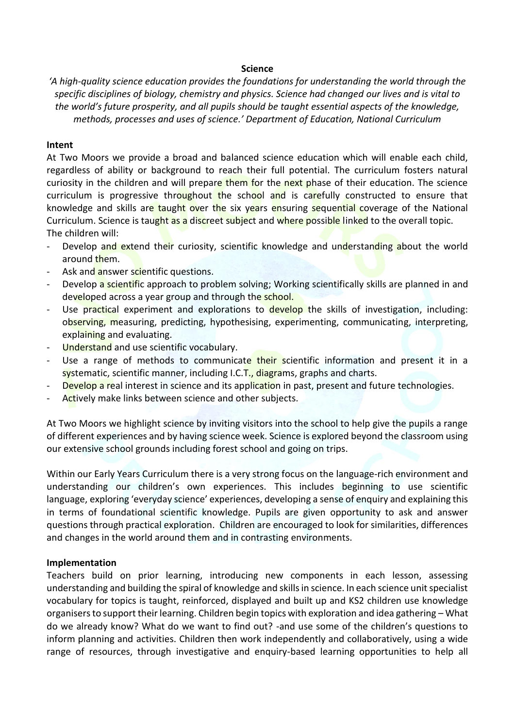## Science

*'A high-quality science education provides the foundations for understanding the world through the specific disciplines of biology, chemistry and physics. Science had changed our lives and is vital to the world's future prosperity, and all pupils should be taught essential aspects of the knowledge, methods, processes and uses of science.' Department of Education, National Curriculum*

### Intent

At Two Moors we provide a broad and balanced science education which will enable each child, regardless of ability or background to reach their full potential. The curriculum fosters natural curiosity in the children and will prepare them for the next phase of their education. The science curriculum is progressive throughout the school and is carefully constructed to ensure that knowledge and skills are taught over the six years ensuring sequential coverage of the National Curriculum. Science is taught as a discreet subject and where possible linked to the overall topic.

The children will:

- Develop and extend their curiosity, scientific knowledge and understanding about the world around them.
- Ask and answer scientific questions.
- Develop a scientific approach to problem solving; Working scientifically skills are planned in and developed across a year group and through the school.
- Use practical experiment and explorations to develop the skills of investigation, including: observing, measuring, predicting, hypothesising, experimenting, communicating, interpreting, explaining and evaluating.
- Understand and use scientific vocabulary.
- Use a range of methods to communicate their scientific information and present it in a systematic, scientific manner, including I.C.T., diagrams, graphs and charts.
- Develop a real interest in science and its application in past, present and future technologies.
- Actively make links between science and other subjects.

At Two Moors we highlight science by inviting visitors into the school to help give the pupils a range of different experiences and by having science week. Science is explored beyond the classroom using our extensive school grounds including forest school and going on trips.

Within our Early Years Curriculum there is a very strong focus on the language-rich environment and understanding our children's own experiences. This includes beginning to use scientific language, exploring 'everyday science' experiences, developing a sense of enquiry and explaining this in terms of foundational scientific knowledge. Pupils are given opportunity to ask and answer questions through practical exploration. Children are encouraged to look for similarities, differences and changes in the world around them and in contrasting environments.

### Implementation

Teachers build on prior learning, introducing new components in each lesson, assessing understanding and building the spiral of knowledge and skills in science. In each science unit specialist vocabulary for topics is taught, reinforced, displayed and built up and KS2 children use knowledge organisers to support their learning. Children begin topics with exploration and idea gathering – What do we already know? What do we want to find out? -and use some of the children's questions to inform planning and activities. Children then work independently and collaboratively, using a wide range of resources, through investigative and enquiry-based learning opportunities to help all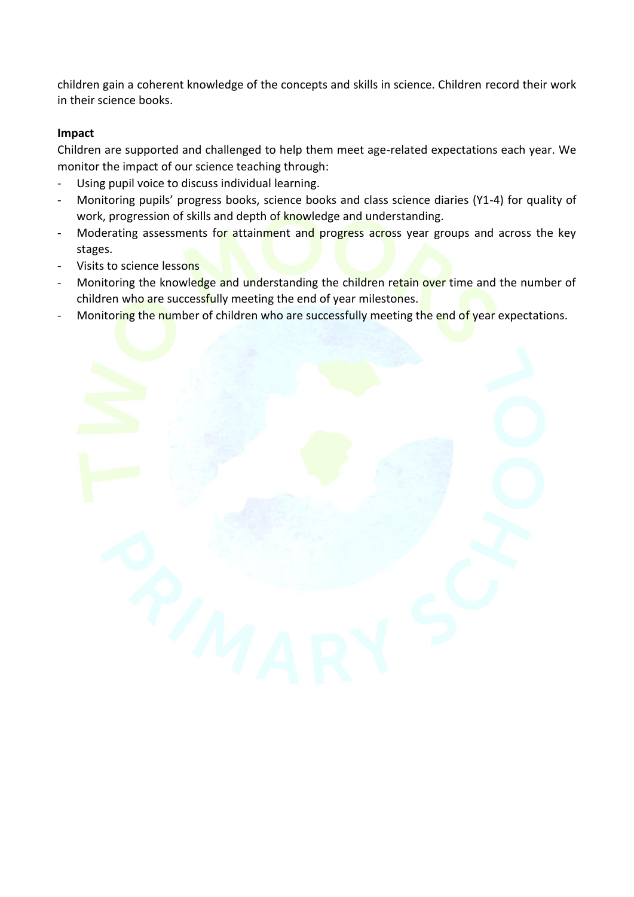children gain a coherent knowledge of the concepts and skills in science. Children record their work in their science books.

**Impact**

Children are supported and challenged to help them meet age-related expectations each year. We monitor the impact of our science teaching through:

- Using pupil voice to discuss individual learning.
- Monitoring pupils' progress books, science books and class science diaries (Y1-4) for quality of work, progression of skills and depth of knowledge and understanding.
- Moderating assessments for attainment and progress across year groups and across the key stages.
- Visits to science lessons
- Monitoring the knowledge and understanding the children retain over time and the number of children who are successfully meeting the end of year milestones.
- Monitoring the number of children who are successfully meeting the end of year expectations.